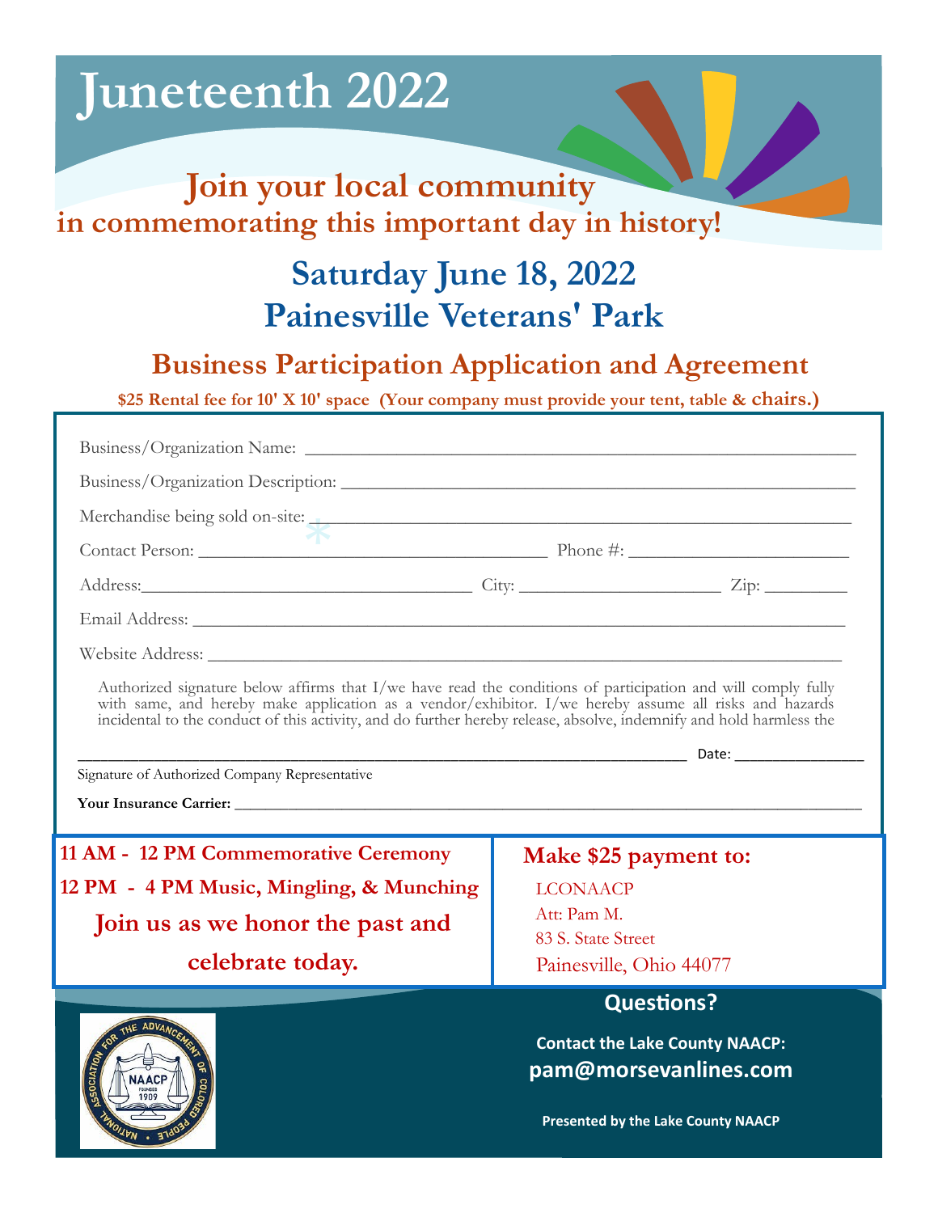# Juneteenth 2022

## Join your local community in commemorating this important day in history!

## Saturday June 18, 2022
## Painesville Veterans' Park

### Business Participation Application and Agreement

**$25 Rental fee for 10' X 10' space (Your company must provide your tent, table & chairs.)**

Business/Organization Name: ______________________________________________

Business/Organization Description: ______________________________________________

Merchandise being sold on-site: ______________________________________________

Contact Person: ______________________________ Phone #: ____________________

Address: ______________________________ City: ____________________ Zip: __________

Email Address: ______________________________________________

Website Address: ______________________________________________

Authorized signature below affirms that I/we have read the conditions of participation and will comply fully with same, and hereby make application as a vendor/exhibitor. I/we hereby assume all risks and hazards incidental to the conduct of this activity, and do further hereby release, absolve, indemnify and hold harmless the

______________________________________________ Date: ____________________

Signature of Authorized Company Representative

**Your Insurance Carrier:** ______________________________________________

**11 AM - 12 PM Commemorative Ceremony**

**12 PM - 4 PM Music, Mingling, & Munching**

**Join us as we honor the past and celebrate today.**

**Make $25 payment to:**

LCONAACP
Att: Pam M.
83 S. State Street
Painesville, Ohio 44077

**Questions?**

**Contact the Lake County NAACP:**
**pam@morsevanlines.com**

**Presented by the Lake County NAACP**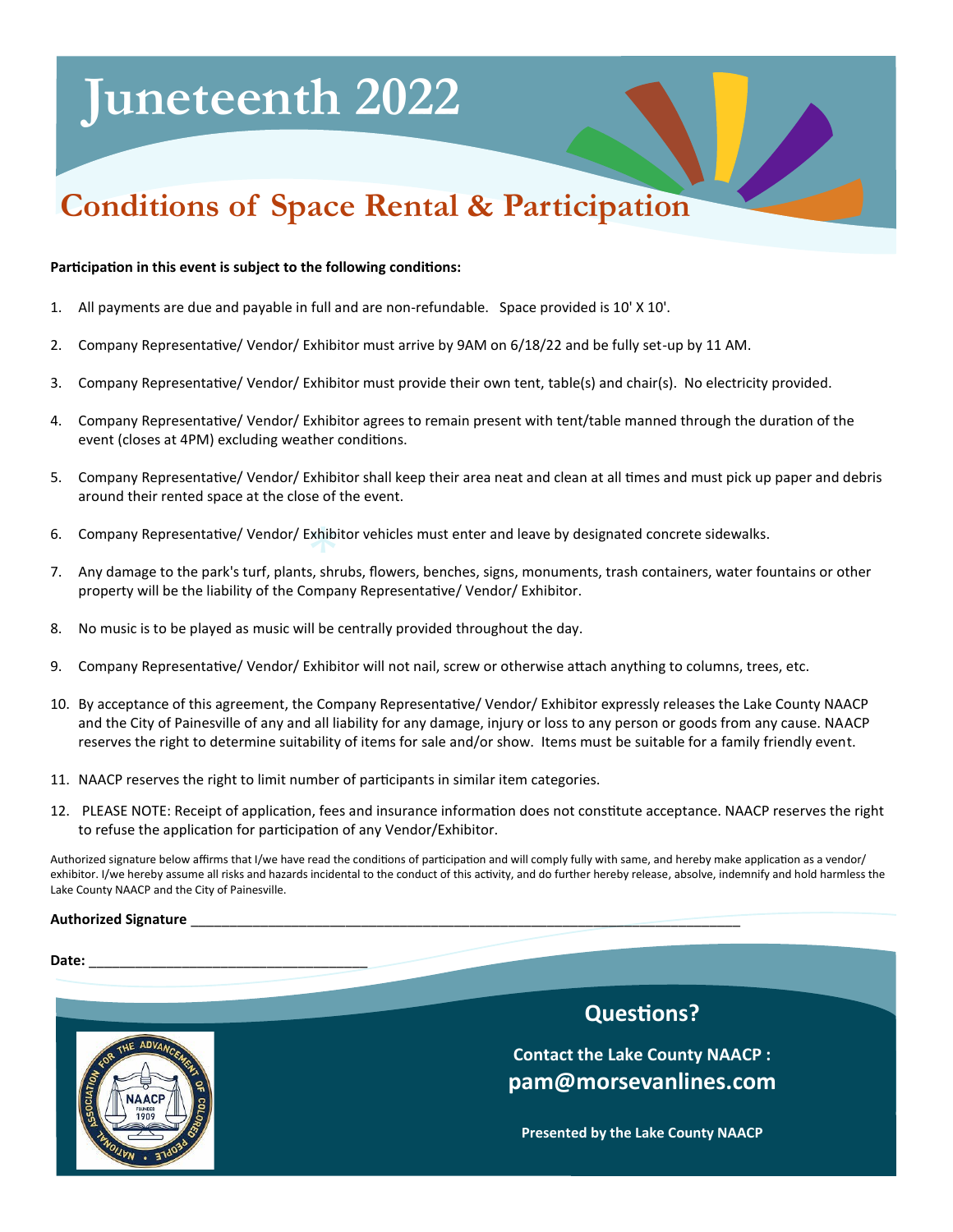# Juneteenth 2022

## Conditions of Space Rental & Participation

**Participation in this event is subject to the following conditions:**

1. All payments are due and payable in full and are non-refundable. Space provided is 10' X 10'.
2. Company Representative/ Vendor/ Exhibitor must arrive by 9AM on 6/18/22 and be fully set-up by 11 AM.
3. Company Representative/ Vendor/ Exhibitor must provide their own tent, table(s) and chair(s). No electricity provided.
4. Company Representative/ Vendor/ Exhibitor agrees to remain present with tent/table manned through the duration of the event (closes at 4PM) excluding weather conditions.
5. Company Representative/ Vendor/ Exhibitor shall keep their area neat and clean at all times and must pick up paper and debris around their rented space at the close of the event.
6. Company Representative/ Vendor/ Exhibitor vehicles must enter and leave by designated concrete sidewalks.
7. Any damage to the park's turf, plants, shrubs, flowers, benches, signs, monuments, trash containers, water fountains or other property will be the liability of the Company Representative/ Vendor/ Exhibitor.
8. No music is to be played as music will be centrally provided throughout the day.
9. Company Representative/ Vendor/ Exhibitor will not nail, screw or otherwise attach anything to columns, trees, etc.
10. By acceptance of this agreement, the Company Representative/ Vendor/ Exhibitor expressly releases the Lake County NAACP and the City of Painesville of any and all liability for any damage, injury or loss to any person or goods from any cause. NAACP reserves the right to determine suitability of items for sale and/or show. Items must be suitable for a family friendly event.
11. NAACP reserves the right to limit number of participants in similar item categories.
12. PLEASE NOTE: Receipt of application, fees and insurance information does not constitute acceptance. NAACP reserves the right to refuse the application for participation of any Vendor/Exhibitor.

Authorized signature below affirms that I/we have read the conditions of participation and will comply fully with same, and hereby make application as a vendor/ exhibitor. I/we hereby assume all risks and hazards incidental to the conduct of this activity, and do further hereby release, absolve, indemnify and hold harmless the Lake County NAACP and the City of Painesville.

**Authorized Signature** ____________________________________________

**Date:** ______________________________

## Questions?

**Contact the Lake County NAACP :**

**pam@morsevanlines.com**

**Presented by the Lake County NAACP**